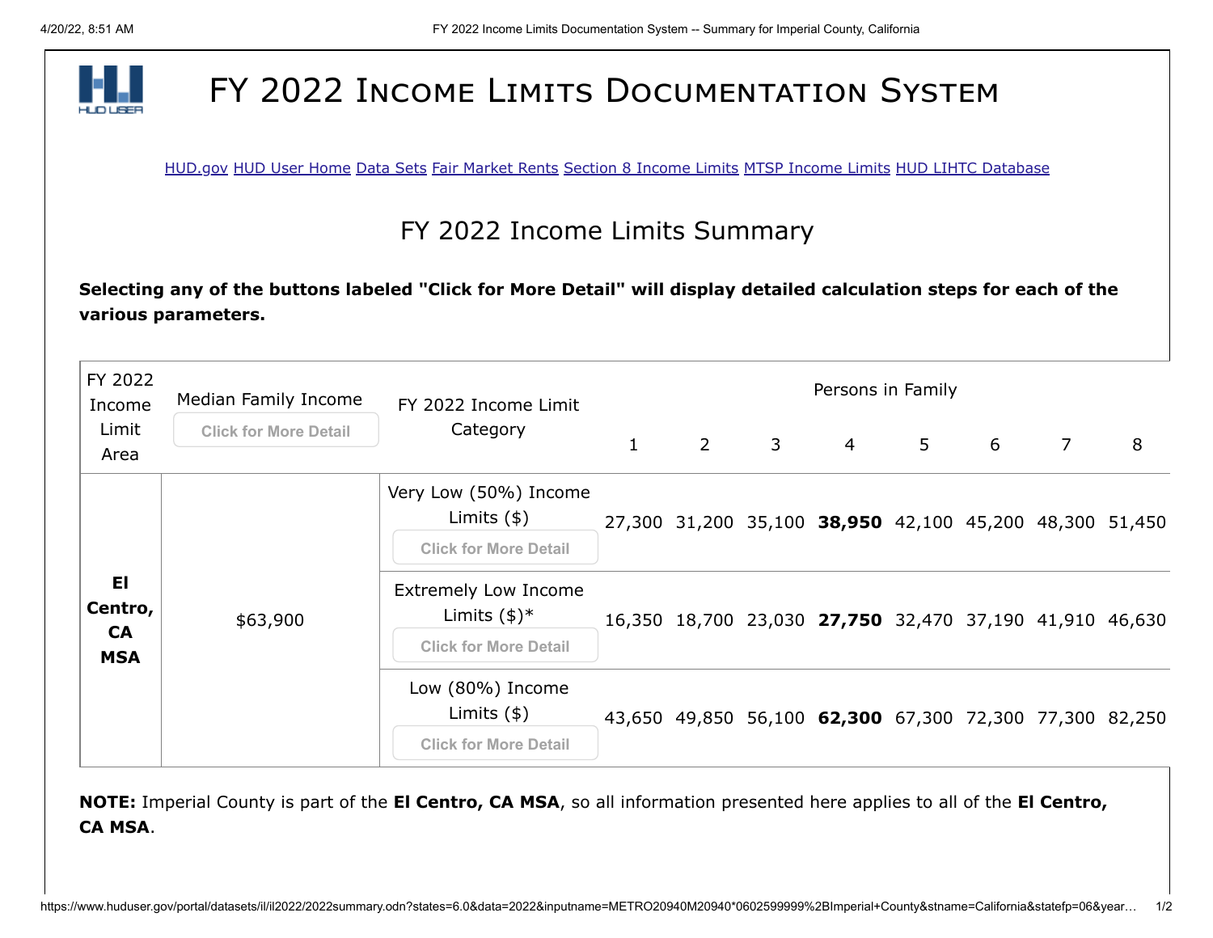# FY 2022 Income Limits Documentation System

HUD.gov HUD User Home Data Sets Fair Market Rents Section 8 Income Limits MTSP Income Limits HUD LIHTC Database

## FY 2022 Income Limits Summary

**Selecting any of the buttons labeled "Click for More Detail" will display detailed calculation steps for each of the various parameters.**

| FY 2022 Income Limit Area | Median Family Income<br>Click for More Detail | FY 2022 Income Limit Category | Persons in Family | | | | | | | |
|---|---|---|---|---|---|---|---|---|---|---|
| | | | 1 | 2 | 3 | 4 | 5 | 6 | 7 | 8 |
| **El Centro, CA MSA** | $63,900 | Very Low (50%) Income Limits ($)<br>Click for More Detail | 27,300 | 31,200 | 35,100 | **38,950** | 42,100 | 45,200 | 48,300 | 51,450 |
| | | Extremely Low Income Limits ($)*<br>Click for More Detail | 16,350 | 18,700 | 23,030 | **27,750** | 32,470 | 37,190 | 41,910 | 46,630 |
| | | Low (80%) Income Limits ($)<br>Click for More Detail | 43,650 | 49,850 | 56,100 | **62,300** | 67,300 | 72,300 | 77,300 | 82,250 |

**NOTE:** Imperial County is part of the **El Centro, CA MSA**, so all information presented here applies to all of the **El Centro, CA MSA**.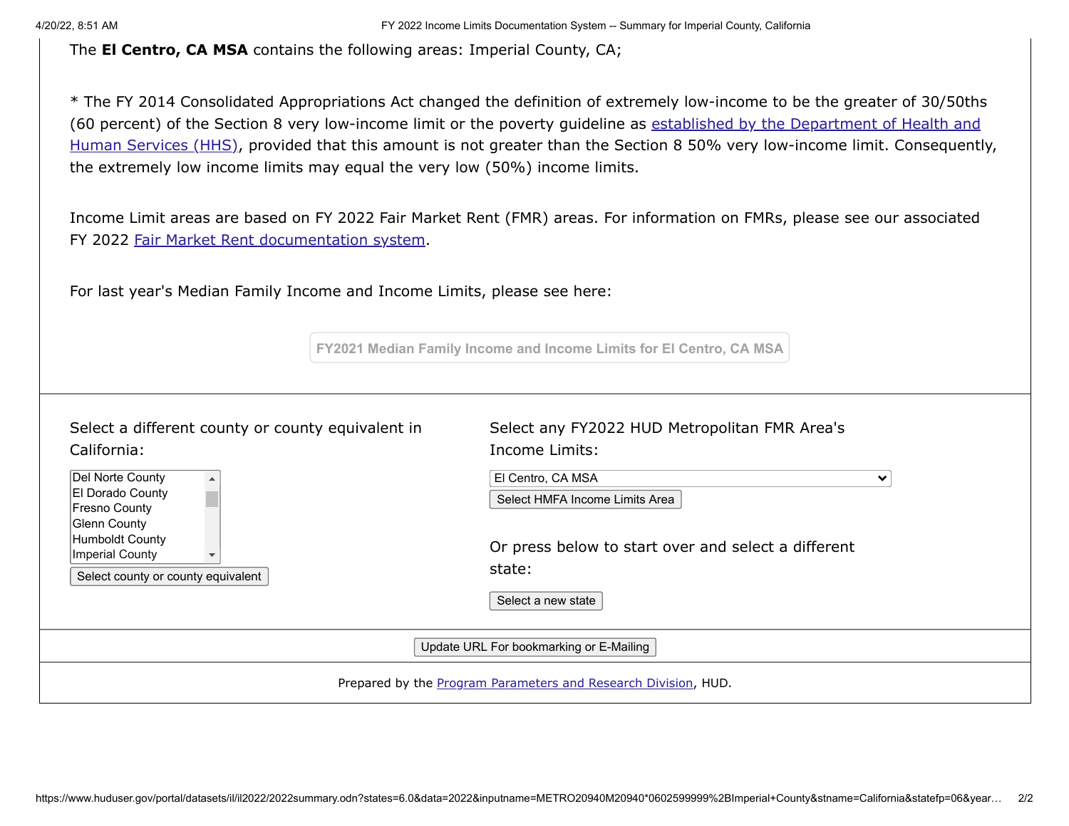The **El Centro, CA MSA** contains the following areas: Imperial County, CA;

* The FY 2014 Consolidated Appropriations Act changed the definition of extremely low-income to be the greater of 30/50ths (60 percent) of the Section 8 very low-income limit or the poverty guideline as established by the Department of Health and Human Services (HHS), provided that this amount is not greater than the Section 8 50% very low-income limit. Consequently, the extremely low income limits may equal the very low (50%) income limits.

Income Limit areas are based on FY 2022 Fair Market Rent (FMR) areas. For information on FMRs, please see our associated FY 2022 Fair Market Rent documentation system.

For last year's Median Family Income and Income Limits, please see here:

FY2021 Median Family Income and Income Limits for El Centro, CA MSA

Select a different county or county equivalent in California:

- Del Norte County
- El Dorado County
- Fresno County
- Glenn County
- Humboldt County
- Imperial County

Select county or county equivalent

Select any FY2022 HUD Metropolitan FMR Area's Income Limits:

El Centro, CA MSA

Select HMFA Income Limits Area

Or press below to start over and select a different state:

Select a new state

Update URL For bookmarking or E-Mailing

Prepared by the Program Parameters and Research Division, HUD.